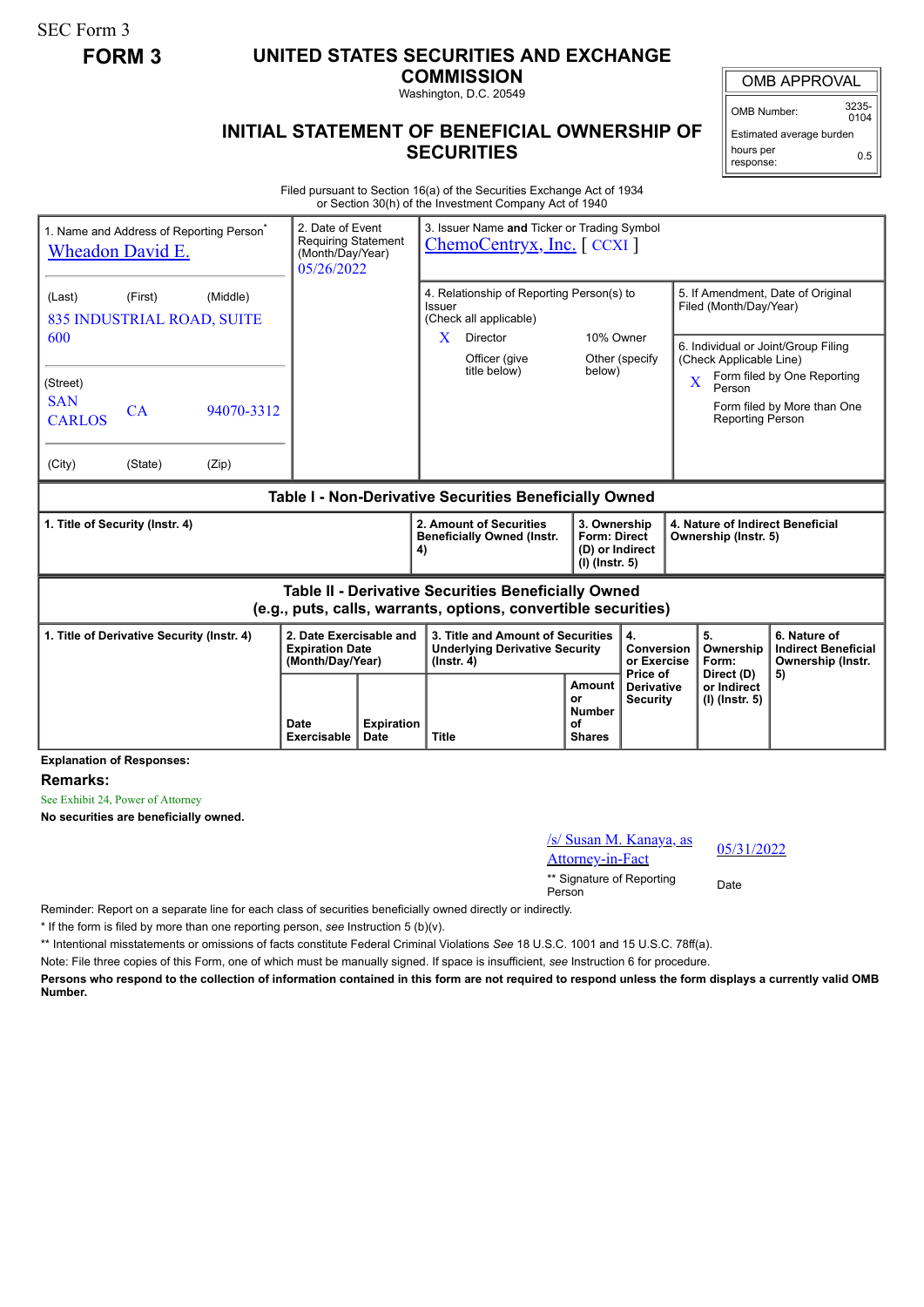SEC Form 3

**FORM 3**

# UNITED STATES SECURITIES AND EXCHANGE COMMISSION

Washington, D.C. 20549

## INITIAL STATEMENT OF BENEFICIAL OWNERSHIP OF SECURITIES

| OMB APPROVAL | |
|---|---|
| OMB Number: | 3235-0104 |
| Estimated average burden hours per response: | 0.5 |

Filed pursuant to Section 16(a) of the Securities Exchange Act of 1934 or Section 30(h) of the Investment Company Act of 1940

| 1. Name and Address of Reporting Person* | 2. Date of Event Requiring Statement (Month/Day/Year) | 3. Issuer Name **and** Ticker or Trading Symbol |
|---|---|---|
| Wheadon David E. | 05/26/2022 | ChemoCentryx, Inc. [ CCXI ] |
| (Last) (First) (Middle)<br>835 INDUSTRIAL ROAD, SUITE 600 | | 4. Relationship of Reporting Person(s) to Issuer (Check all applicable)<br>X Director<br>10% Owner<br>Officer (give title below)<br>Other (specify below) |
| (Street)<br>SAN CARLOS CA 94070-3312 | | 5. If Amendment, Date of Original Filed (Month/Day/Year) |
| (City) (State) (Zip) | | 6. Individual or Joint/Group Filing (Check Applicable Line)<br>X Form filed by One Reporting Person<br>Form filed by More than One Reporting Person |

**Table I - Non-Derivative Securities Beneficially Owned**

| 1. Title of Security (Instr. 4) | 2. Amount of Securities Beneficially Owned (Instr. 4) | 3. Ownership Form: Direct (D) or Indirect (I) (Instr. 5) | 4. Nature of Indirect Beneficial Ownership (Instr. 5) |
|---|---|---|---|

**Table II - Derivative Securities Beneficially Owned (e.g., puts, calls, warrants, options, convertible securities)**

| 1. Title of Derivative Security (Instr. 4) | 2. Date Exercisable and Expiration Date (Month/Day/Year) | | 3. Title and Amount of Securities Underlying Derivative Security (Instr. 4) | | 4. Conversion or Exercise Price of Derivative Security | 5. Ownership Form: Direct (D) or Indirect (I) (Instr. 5) | 6. Nature of Indirect Beneficial Ownership (Instr. 5) |
|---|---|---|---|---|---|---|---|
| | Date Exercisable | Expiration Date | Title | Amount or Number of Shares | | | |

**Explanation of Responses:**

**Remarks:**

See Exhibit 24, Power of Attorney

**No securities are beneficially owned.**

| /s/ Susan M. Kanaya, as Attorney-in-Fact | 05/31/2022 |
|---|---|
| ** Signature of Reporting Person | Date |

Reminder: Report on a separate line for each class of securities beneficially owned directly or indirectly.

\* If the form is filed by more than one reporting person, *see* Instruction 5 (b)(v).

\*\* Intentional misstatements or omissions of facts constitute Federal Criminal Violations *See* 18 U.S.C. 1001 and 15 U.S.C. 78ff(a).

Note: File three copies of this Form, one of which must be manually signed. If space is insufficient, *see* Instruction 6 for procedure.

**Persons who respond to the collection of information contained in this form are not required to respond unless the form displays a currently valid OMB Number.**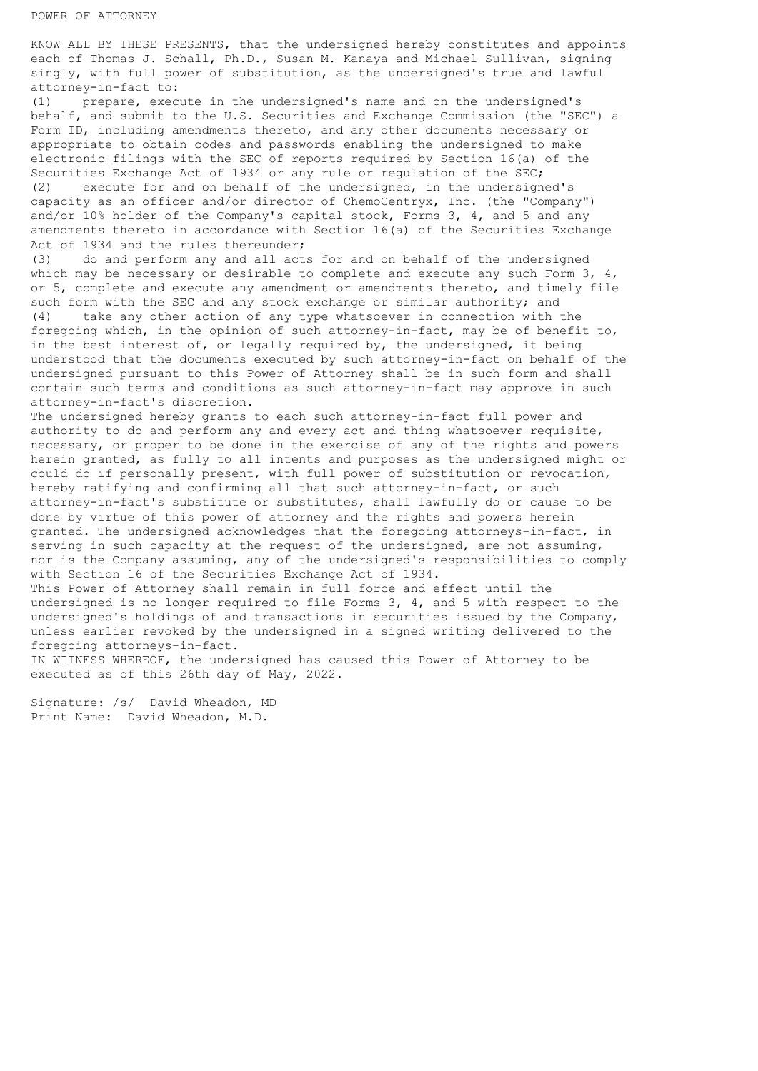# POWER OF ATTORNEY

KNOW ALL BY THESE PRESENTS, that the undersigned hereby constitutes and appoints each of Thomas J. Schall, Ph.D., Susan M. Kanaya and Michael Sullivan, signing singly, with full power of substitution, as the undersigned's true and lawful attorney-in-fact to:

(1) prepare, execute in the undersigned's name and on the undersigned's behalf, and submit to the U.S. Securities and Exchange Commission (the "SEC") a Form ID, including amendments thereto, and any other documents necessary or appropriate to obtain codes and passwords enabling the undersigned to make electronic filings with the SEC of reports required by Section 16(a) of the Securities Exchange Act of 1934 or any rule or regulation of the SEC;

(2) execute for and on behalf of the undersigned, in the undersigned's capacity as an officer and/or director of ChemoCentryx, Inc. (the "Company") and/or 10% holder of the Company's capital stock, Forms 3, 4, and 5 and any amendments thereto in accordance with Section 16(a) of the Securities Exchange Act of 1934 and the rules thereunder;

(3) do and perform any and all acts for and on behalf of the undersigned which may be necessary or desirable to complete and execute any such Form 3, 4, or 5, complete and execute any amendment or amendments thereto, and timely file such form with the SEC and any stock exchange or similar authority; and

(4) take any other action of any type whatsoever in connection with the foregoing which, in the opinion of such attorney-in-fact, may be of benefit to, in the best interest of, or legally required by, the undersigned, it being understood that the documents executed by such attorney-in-fact on behalf of the undersigned pursuant to this Power of Attorney shall be in such form and shall contain such terms and conditions as such attorney-in-fact may approve in such attorney-in-fact's discretion.

The undersigned hereby grants to each such attorney-in-fact full power and authority to do and perform any and every act and thing whatsoever requisite, necessary, or proper to be done in the exercise of any of the rights and powers herein granted, as fully to all intents and purposes as the undersigned might or could do if personally present, with full power of substitution or revocation, hereby ratifying and confirming all that such attorney-in-fact, or such attorney-in-fact's substitute or substitutes, shall lawfully do or cause to be done by virtue of this power of attorney and the rights and powers herein granted. The undersigned acknowledges that the foregoing attorneys-in-fact, in serving in such capacity at the request of the undersigned, are not assuming, nor is the Company assuming, any of the undersigned's responsibilities to comply with Section 16 of the Securities Exchange Act of 1934.

This Power of Attorney shall remain in full force and effect until the undersigned is no longer required to file Forms 3, 4, and 5 with respect to the undersigned's holdings of and transactions in securities issued by the Company, unless earlier revoked by the undersigned in a signed writing delivered to the foregoing attorneys-in-fact.

IN WITNESS WHEREOF, the undersigned has caused this Power of Attorney to be executed as of this 26th day of May, 2022.

Signature: /s/ David Wheadon, MD
Print Name: David Wheadon, M.D.